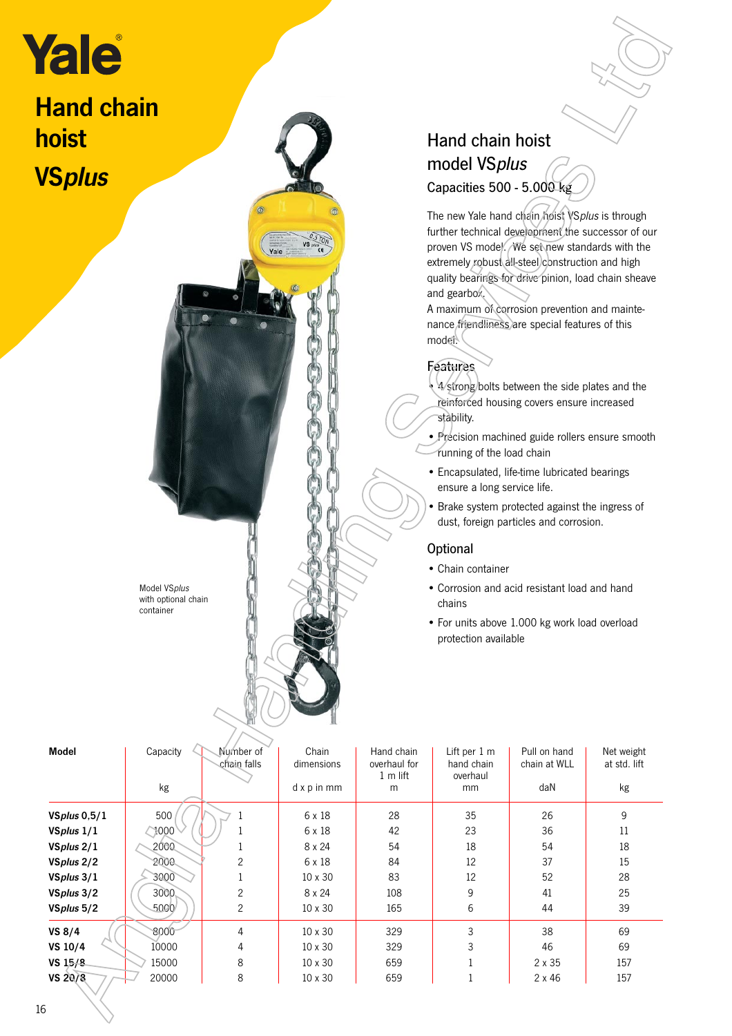# Yale

# Hand chain hoist

# VS*plus*

Model VS*plus* with optional chain container

## Hand chain hoist model VS*plus*

### Capacities 500 - 5.000 kg

The new Yale hand chain hoist VS*plus* is through further technical development the successor of our proven VS model. We set new standards with the extremely robust all-steel construction and high quality bearings for drive pinion, load chain sheave and gearbox.

A maximum of corrosion prevention and maintenance friendliness are special features of this model.

### Features

- 4 strong bolts between the side plates and the reinforced housing covers ensure increased stability.
- Precision machined guide rollers ensure smooth running of the load chain
- Encapsulated, life-time lubricated bearings ensure a long service life.
- Brake system protected against the ingress of dust, foreign particles and corrosion.

### Optional

- Chain container
- Corrosion and acid resistant load and hand chains
- For units above 1.000 kg work load overload protection available

| Model | Capacity<br>kg | Number of chain falls | Chain dimensions<br>d x p in mm | Hand chain overhaul for 1 m lift<br>m | Lift per 1 m hand chain overhaul<br>mm | Pull on hand chain at WLL<br>daN | Net weight at std. lift<br>kg |
|---|---|---|---|---|---|---|---|
| **VS*plus* 0,5/1** | 500 | 1 | 6 x 18 | 28 | 35 | 26 | 9 |
| **VS*plus* 1/1** | 1000 | 1 | 6 x 18 | 42 | 23 | 36 | 11 |
| **VS*plus* 2/1** | 2000 | 1 | 8 x 24 | 54 | 18 | 54 | 18 |
| **VS*plus* 2/2** | 2000 | 2 | 6 x 18 | 84 | 12 | 37 | 15 |
| **VS*plus* 3/1** | 3000 | 1 | 10 x 30 | 83 | 12 | 52 | 28 |
| **VS*plus* 3/2** | 3000 | 2 | 8 x 24 | 108 | 9 | 41 | 25 |
| **VS*plus* 5/2** | 5000 | 2 | 10 x 30 | 165 | 6 | 44 | 39 |
| **VS 8/4** | 8000 | 4 | 10 x 30 | 329 | 3 | 38 | 69 |
| **VS 10/4** | 10000 | 4 | 10 x 30 | 329 | 3 | 46 | 69 |
| **VS 15/8** | 15000 | 8 | 10 x 30 | 659 | 1 | 2 x 35 | 157 |
| **VS 20/8** | 20000 | 8 | 10 x 30 | 659 | 1 | 2 x 46 | 157 |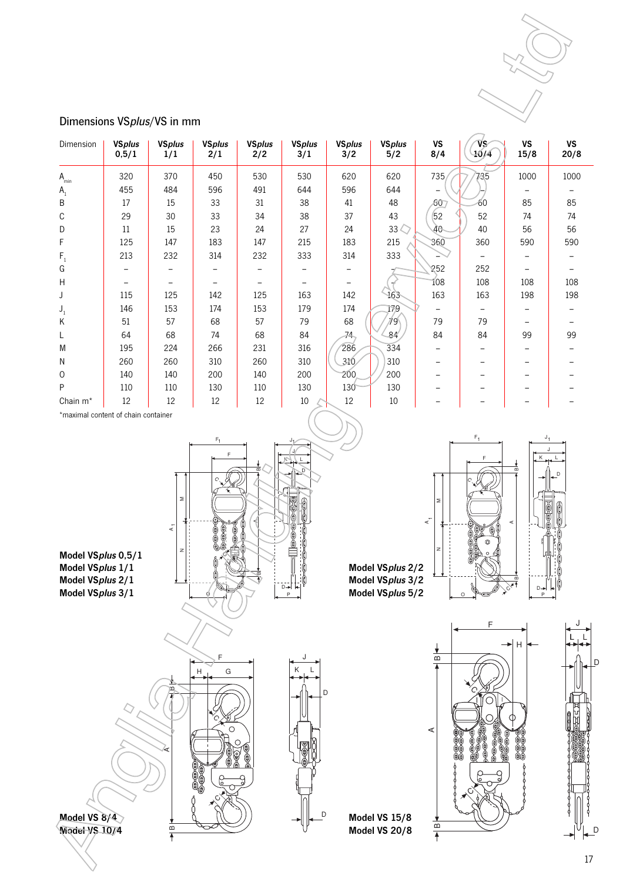## Dimensions VS*plus*/VS in mm

| Dimension | VS*plus* 0,5/1 | VS*plus* 1/1 | VS*plus* 2/1 | VS*plus* 2/2 | VS*plus* 3/1 | VS*plus* 3/2 | VS*plus* 5/2 | VS 8/4 | VS 10/4 | VS 15/8 | VS 20/8 |
|---|---|---|---|---|---|---|---|---|---|---|---|
| $A_{min}$ | 320 | 370 | 450 | 530 | 530 | 620 | 620 | 735 | 735 | 1000 | 1000 |
| $A_1$ | 455 | 484 | 596 | 491 | 644 | 596 | 644 | – | – | – | – |
| B | 17 | 15 | 33 | 31 | 38 | 41 | 48 | 60 | 60 | 85 | 85 |
| C | 29 | 30 | 33 | 34 | 38 | 37 | 43 | 52 | 52 | 74 | 74 |
| D | 11 | 15 | 23 | 24 | 27 | 24 | 33 | 40 | 40 | 56 | 56 |
| F | 125 | 147 | 183 | 147 | 215 | 183 | 215 | 360 | 360 | 590 | 590 |
| $F_1$ | 213 | 232 | 314 | 232 | 333 | 314 | 333 | – | – | – | – |
| G | – | – | – | – | – | – | – | 252 | 252 | – | – |
| H | – | – | – | – | – | – | – | 108 | 108 | 108 | 108 |
| J | 115 | 125 | 142 | 125 | 163 | 142 | 163 | 163 | 163 | 198 | 198 |
| $J_1$ | 146 | 153 | 174 | 153 | 179 | 174 | 179 | – | – | – | – |
| K | 51 | 57 | 68 | 57 | 79 | 68 | 79 | 79 | 79 | – | – |
| L | 64 | 68 | 74 | 68 | 84 | 74 | 84 | 84 | 84 | 99 | 99 |
| M | 195 | 224 | 266 | 231 | 316 | 286 | 334 | – | – | – | – |
| N | 260 | 260 | 310 | 260 | 310 | 310 | 310 | – | – | – | – |
| O | 140 | 140 | 200 | 140 | 200 | 200 | 200 | – | – | – | – |
| P | 110 | 110 | 130 | 110 | 130 | 130 | 130 | – | – | – | – |
| Chain m* | 12 | 12 | 12 | 12 | 10 | 12 | 10 | – | – | – | – |

*maximal content of chain container

**Model VS*plus* 0,5/1**
**Model VS*plus* 1/1**
**Model VS*plus* 2/1**
**Model VS*plus* 3/1**

**Model VS*plus* 2/2**
**Model VS*plus* 3/2**
**Model VS*plus* 5/2**

**Model VS 8/4**
**Model VS 10/4**

**Model VS 15/8**
**Model VS 20/8**